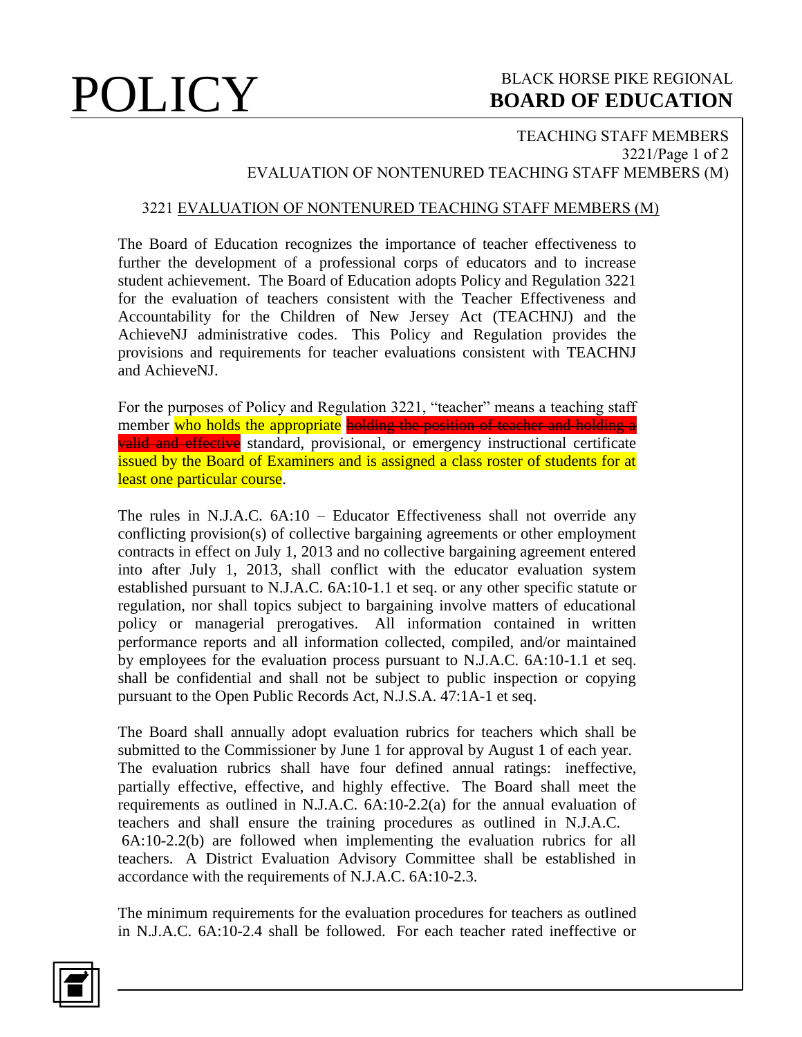# POLICY

BLACK HORSE PIKE REGIONAL
**BOARD OF EDUCATION**

TEACHING STAFF MEMBERS
EVALUATION OF NONTENURED TEACHING STAFF MEMBERS (M)

## 3221 EVALUATION OF NONTENURED TEACHING STAFF MEMBERS (M)

The Board of Education recognizes the importance of teacher effectiveness to further the development of a professional corps of educators and to increase student achievement. The Board of Education adopts Policy and Regulation 3221 for the evaluation of teachers consistent with the Teacher Effectiveness and Accountability for the Children of New Jersey Act (TEACHNJ) and the AchieveNJ administrative codes. This Policy and Regulation provides the provisions and requirements for teacher evaluations consistent with TEACHNJ and AchieveNJ.

For the purposes of Policy and Regulation 3221, "teacher" means a teaching staff member who holds the appropriate ~~holding the position of teacher and holding a valid and effective~~ standard, provisional, or emergency instructional certificate issued by the Board of Examiners and is assigned a class roster of students for at least one particular course.

The rules in N.J.A.C. 6A:10 – Educator Effectiveness shall not override any conflicting provision(s) of collective bargaining agreements or other employment contracts in effect on July 1, 2013 and no collective bargaining agreement entered into after July 1, 2013, shall conflict with the educator evaluation system established pursuant to N.J.A.C. 6A:10-1.1 et seq. or any other specific statute or regulation, nor shall topics subject to bargaining involve matters of educational policy or managerial prerogatives. All information contained in written performance reports and all information collected, compiled, and/or maintained by employees for the evaluation process pursuant to N.J.A.C. 6A:10-1.1 et seq. shall be confidential and shall not be subject to public inspection or copying pursuant to the Open Public Records Act, N.J.S.A. 47:1A-1 et seq.

The Board shall annually adopt evaluation rubrics for teachers which shall be submitted to the Commissioner by June 1 for approval by August 1 of each year. The evaluation rubrics shall have four defined annual ratings: ineffective, partially effective, effective, and highly effective. The Board shall meet the requirements as outlined in N.J.A.C. 6A:10-2.2(a) for the annual evaluation of teachers and shall ensure the training procedures as outlined in N.J.A.C. 6A:10-2.2(b) are followed when implementing the evaluation rubrics for all teachers. A District Evaluation Advisory Committee shall be established in accordance with the requirements of N.J.A.C. 6A:10-2.3.

The minimum requirements for the evaluation procedures for teachers as outlined in N.J.A.C. 6A:10-2.4 shall be followed. For each teacher rated ineffective or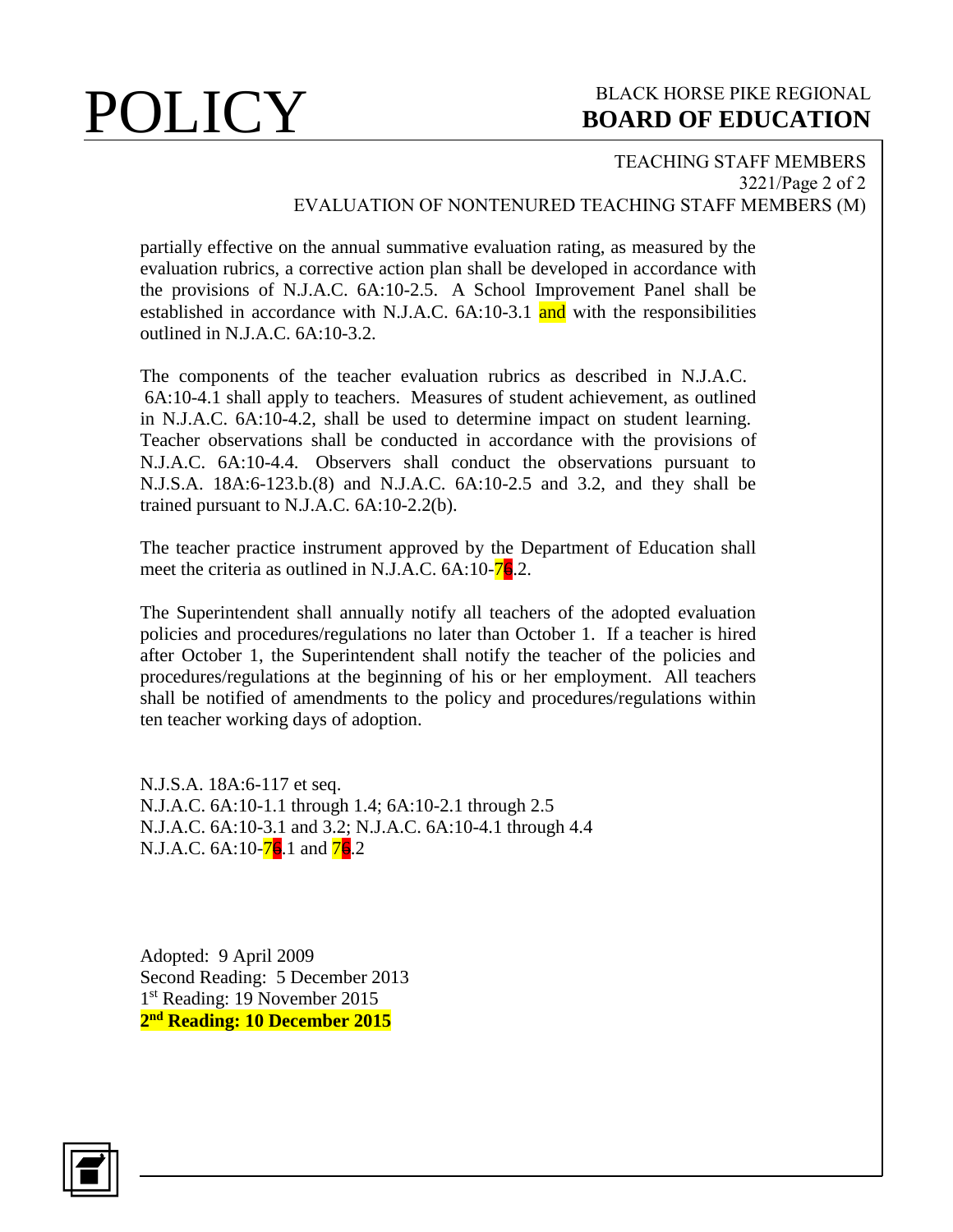partially effective on the annual summative evaluation rating, as measured by the evaluation rubrics, a corrective action plan shall be developed in accordance with the provisions of N.J.A.C. 6A:10-2.5. A School Improvement Panel shall be established in accordance with N.J.A.C. 6A:10-3.1 and with the responsibilities outlined in N.J.A.C. 6A:10-3.2.

The components of the teacher evaluation rubrics as described in N.J.A.C. 6A:10-4.1 shall apply to teachers. Measures of student achievement, as outlined in N.J.A.C. 6A:10-4.2, shall be used to determine impact on student learning. Teacher observations shall be conducted in accordance with the provisions of N.J.A.C. 6A:10-4.4. Observers shall conduct the observations pursuant to N.J.S.A. 18A:6-123.b.(8) and N.J.A.C. 6A:10-2.5 and 3.2, and they shall be trained pursuant to N.J.A.C. 6A:10-2.2(b).

The teacher practice instrument approved by the Department of Education shall meet the criteria as outlined in N.J.A.C. 6A:10-76.2.

The Superintendent shall annually notify all teachers of the adopted evaluation policies and procedures/regulations no later than October 1. If a teacher is hired after October 1, the Superintendent shall notify the teacher of the policies and procedures/regulations at the beginning of his or her employment. All teachers shall be notified of amendments to the policy and procedures/regulations within ten teacher working days of adoption.

N.J.S.A. 18A:6-117 et seq.
N.J.A.C. 6A:10-1.1 through 1.4; 6A:10-2.1 through 2.5
N.J.A.C. 6A:10-3.1 and 3.2; N.J.A.C. 6A:10-4.1 through 4.4
N.J.A.C. 6A:10-76.1 and 76.2

Adopted: 9 April 2009
Second Reading: 5 December 2013
1st Reading: 19 November 2015
**2nd Reading: 10 December 2015**